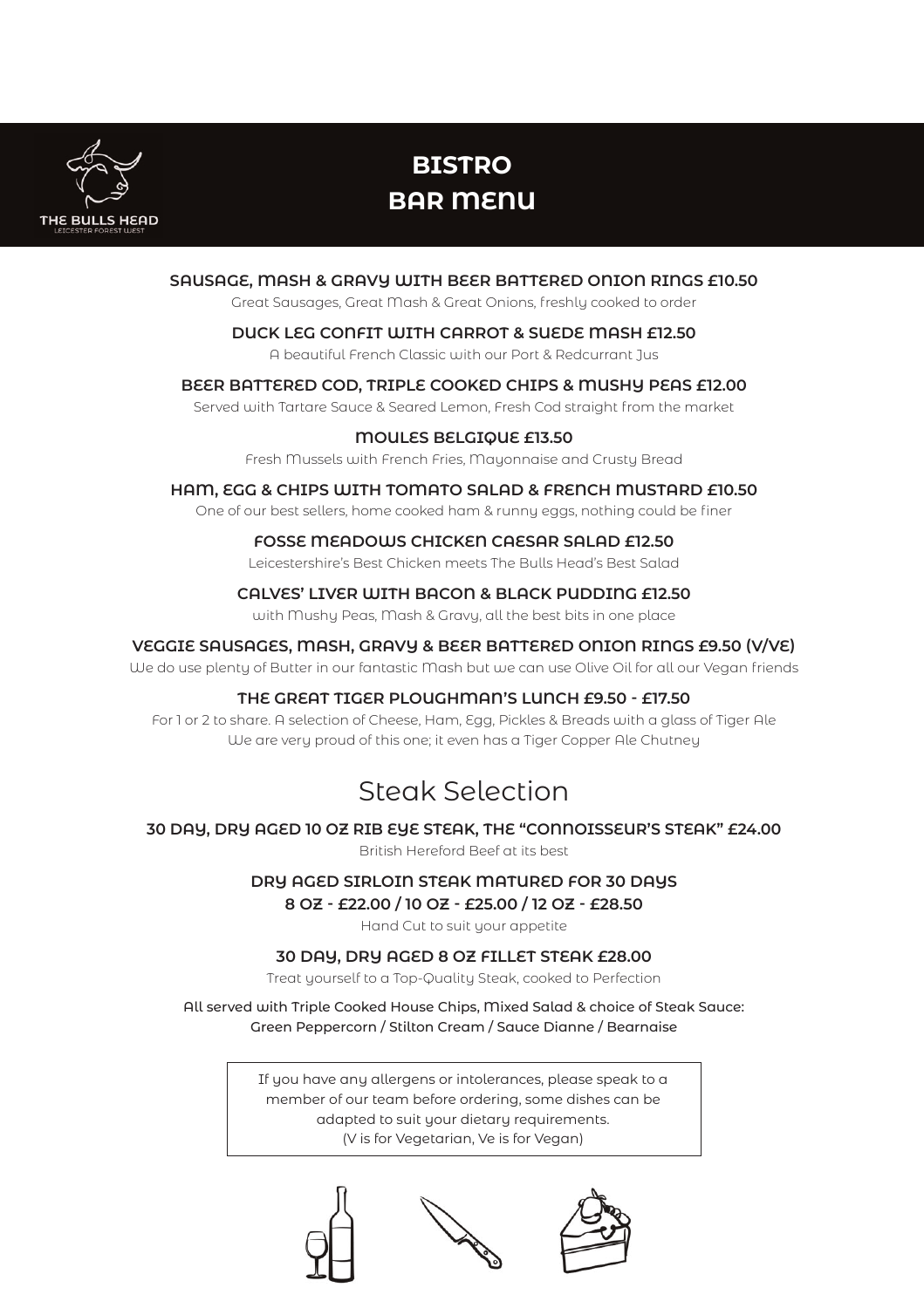THE BULLS HEAD
LEICESTER FOREST WEST

# BISTRO BAR MENU

### SAUSAGE, MASH & GRAVY WITH BEER BATTERED ONION RINGS £10.50

Great Sausages, Great Mash & Great Onions, freshly cooked to order

### DUCK LEG CONFIT WITH CARROT & SUEDE MASH £12.50

A beautiful French Classic with our Port & Redcurrant Jus

### BEER BATTERED COD, TRIPLE COOKED CHIPS & MUSHY PEAS £12.00

Served with Tartare Sauce & Seared Lemon, Fresh Cod straight from the market

### MOULES BELGIQUE £13.50

Fresh Mussels with French Fries, Mayonnaise and Crusty Bread

### HAM, EGG & CHIPS WITH TOMATO SALAD & FRENCH MUSTARD £10.50

One of our best sellers, home cooked ham & runny eggs, nothing could be finer

### FOSSE MEADOWS CHICKEN CAESAR SALAD £12.50

Leicestershire's Best Chicken meets The Bulls Head's Best Salad

### CALVES' LIVER WITH BACON & BLACK PUDDING £12.50

with Mushy Peas, Mash & Gravy, all the best bits in one place

### VEGGIE SAUSAGES, MASH, GRAVY & BEER BATTERED ONION RINGS £9.50 (V/VE)

We do use plenty of Butter in our fantastic Mash but we can use Olive Oil for all our Vegan friends

### THE GREAT TIGER PLOUGHMAN'S LUNCH £9.50 - £17.50

For 1 or 2 to share. A selection of Cheese, Ham, Egg, Pickles & Breads with a glass of Tiger Ale
We are very proud of this one; it even has a Tiger Copper Ale Chutney

## Steak Selection

### 30 DAY, DRY AGED 10 OZ RIB EYE STEAK, THE "CONNOISSEUR'S STEAK" £24.00

British Hereford Beef at its best

### DRY AGED SIRLOIN STEAK MATURED FOR 30 DAYS
### 8 OZ - £22.00 / 10 OZ - £25.00 / 12 OZ - £28.50

Hand Cut to suit your appetite

### 30 DAY, DRY AGED 8 OZ FILLET STEAK £28.00

Treat yourself to a Top-Quality Steak, cooked to Perfection

All served with Triple Cooked House Chips, Mixed Salad & choice of Steak Sauce:
Green Peppercorn / Stilton Cream / Sauce Dianne / Bearnaise

If you have any allergens or intolerances, please speak to a member of our team before ordering, some dishes can be adapted to suit your dietary requirements.
(V is for Vegetarian, Ve is for Vegan)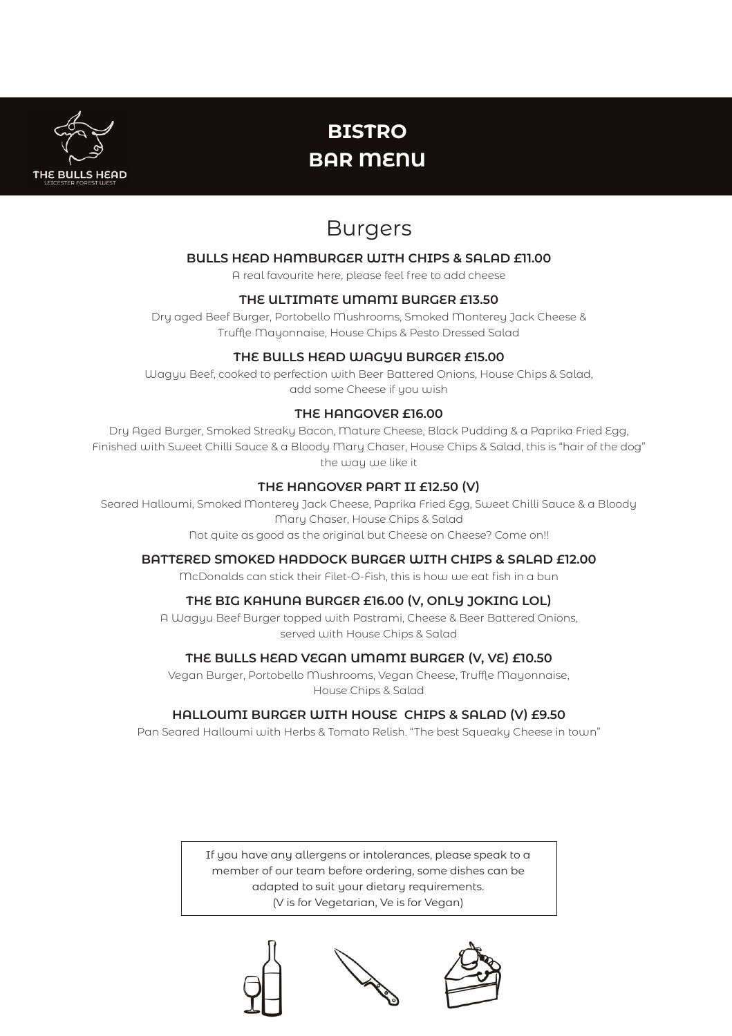THE BULLS HEAD
LEICESTER FOREST WEST

# BISTRO BAR MENU

## Burgers

### BULLS HEAD HAMBURGER WITH CHIPS & SALAD £11.00

A real favourite here, please feel free to add cheese

### THE ULTIMATE UMAMI BURGER £13.50

Dry aged Beef Burger, Portobello Mushrooms, Smoked Monterey Jack Cheese & Truffle Mayonnaise, House Chips & Pesto Dressed Salad

### THE BULLS HEAD WAGYU BURGER £15.00

Wagyu Beef, cooked to perfection with Beer Battered Onions, House Chips & Salad, add some Cheese if you wish

### THE HANGOVER £16.00

Dry Aged Burger, Smoked Streaky Bacon, Mature Cheese, Black Pudding & a Paprika Fried Egg, Finished with Sweet Chilli Sauce & a Bloody Mary Chaser, House Chips & Salad, this is "hair of the dog" the way we like it

### THE HANGOVER PART II £12.50 (V)

Seared Halloumi, Smoked Monterey Jack Cheese, Paprika Fried Egg, Sweet Chilli Sauce & a Bloody Mary Chaser, House Chips & Salad

Not quite as good as the original but Cheese on Cheese? Come on!!

### BATTERED SMOKED HADDOCK BURGER WITH CHIPS & SALAD £12.00

McDonalds can stick their Filet-O-Fish, this is how we eat fish in a bun

### THE BIG KAHUNA BURGER £16.00 (V, ONLY JOKING LOL)

A Wagyu Beef Burger topped with Pastrami, Cheese & Beer Battered Onions, served with House Chips & Salad

### THE BULLS HEAD VEGAN UMAMI BURGER (V, VE) £10.50

Vegan Burger, Portobello Mushrooms, Vegan Cheese, Truffle Mayonnaise, House Chips & Salad

### HALLOUMI BURGER WITH HOUSE CHIPS & SALAD (V) £9.50

Pan Seared Halloumi with Herbs & Tomato Relish. "The best Squeaky Cheese in town"

If you have any allergens or intolerances, please speak to a member of our team before ordering, some dishes can be adapted to suit your dietary requirements.
(V is for Vegetarian, Ve is for Vegan)